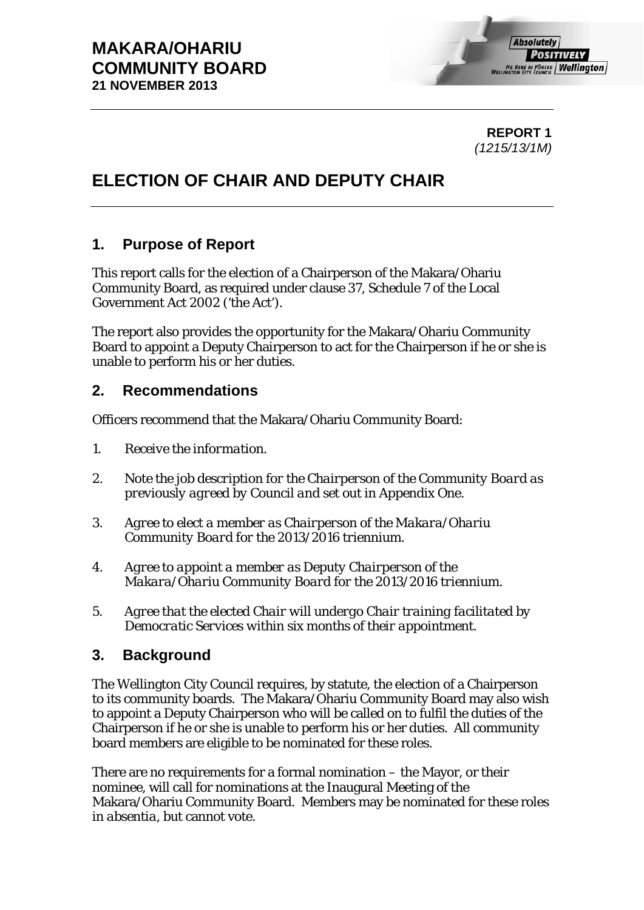**MAKARA/OHARIU COMMUNITY BOARD**
**21 NOVEMBER 2013**

**REPORT 1**
*(1215/13/1M)*

# ELECTION OF CHAIR AND DEPUTY CHAIR

## 1. Purpose of Report

This report calls for the election of a Chairperson of the Makara/Ohariu Community Board, as required under clause 37, Schedule 7 of the Local Government Act 2002 ('the Act').

The report also provides the opportunity for the Makara/Ohariu Community Board to appoint a Deputy Chairperson to act for the Chairperson if he or she is unable to perform his or her duties.

## 2. Recommendations

Officers recommend that the Makara/Ohariu Community Board:

1. *Receive the information.*
2. *Note the job description for the Chairperson of the Community Board as previously agreed by Council and set out in Appendix One.*
3. *Agree to elect a member as Chairperson of the Makara/Ohariu Community Board for the 2013/2016 triennium.*
4. *Agree to appoint a member as Deputy Chairperson of the Makara/Ohariu Community Board for the 2013/2016 triennium.*
5. *Agree that the elected Chair will undergo Chair training facilitated by Democratic Services within six months of their appointment.*

## 3. Background

The Wellington City Council requires, by statute, the election of a Chairperson to its community boards. The Makara/Ohariu Community Board may also wish to appoint a Deputy Chairperson who will be called on to fulfil the duties of the Chairperson if he or she is unable to perform his or her duties. All community board members are eligible to be nominated for these roles.

There are no requirements for a formal nomination – the Mayor, or their nominee, will call for nominations at the Inaugural Meeting of the Makara/Ohariu Community Board. Members may be nominated for these roles *in absentia*, but cannot vote.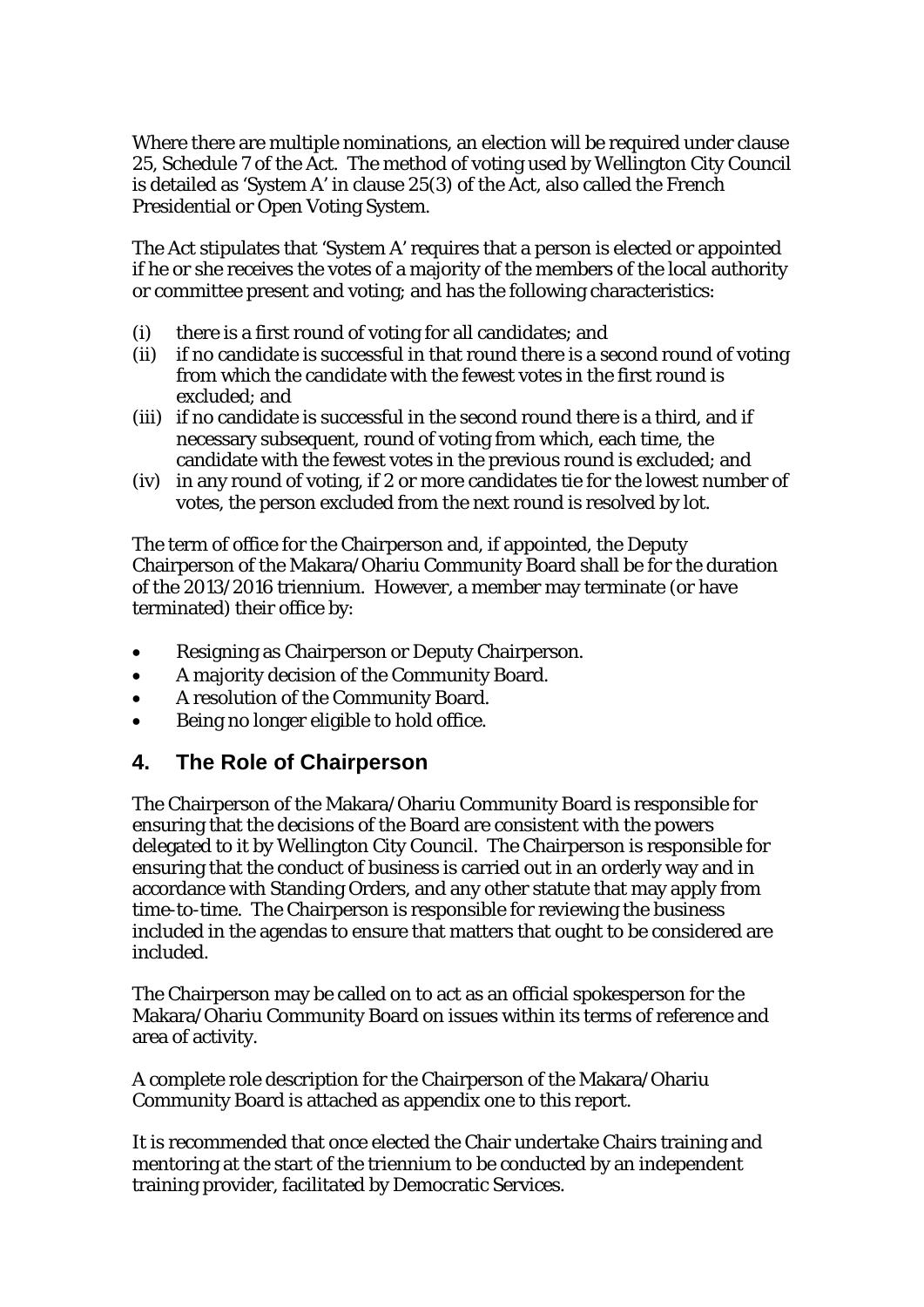Where there are multiple nominations, an election will be required under clause 25, Schedule 7 of the Act. The method of voting used by Wellington City Council is detailed as 'System A' in clause 25(3) of the Act, also called the French Presidential or Open Voting System.

The Act stipulates that 'System A' requires that a person is elected or appointed if he or she receives the votes of a majority of the members of the local authority or committee present and voting; and has the following characteristics:

(i) there is a first round of voting for all candidates; and
(ii) if no candidate is successful in that round there is a second round of voting from which the candidate with the fewest votes in the first round is excluded; and
(iii) if no candidate is successful in the second round there is a third, and if necessary subsequent, round of voting from which, each time, the candidate with the fewest votes in the previous round is excluded; and
(iv) in any round of voting, if 2 or more candidates tie for the lowest number of votes, the person excluded from the next round is resolved by lot.

The term of office for the Chairperson and, if appointed, the Deputy Chairperson of the Makara/Ohariu Community Board shall be for the duration of the 2013/2016 triennium. However, a member may terminate (or have terminated) their office by:

- Resigning as Chairperson or Deputy Chairperson.
- A majority decision of the Community Board.
- A resolution of the Community Board.
- Being no longer eligible to hold office.

## 4. The Role of Chairperson

The Chairperson of the Makara/Ohariu Community Board is responsible for ensuring that the decisions of the Board are consistent with the powers delegated to it by Wellington City Council. The Chairperson is responsible for ensuring that the conduct of business is carried out in an orderly way and in accordance with Standing Orders, and any other statute that may apply from time-to-time. The Chairperson is responsible for reviewing the business included in the agendas to ensure that matters that ought to be considered are included.

The Chairperson may be called on to act as an official spokesperson for the Makara/Ohariu Community Board on issues within its terms of reference and area of activity.

A complete role description for the Chairperson of the Makara/Ohariu Community Board is attached as appendix one to this report.

It is recommended that once elected the Chair undertake Chairs training and mentoring at the start of the triennium to be conducted by an independent training provider, facilitated by Democratic Services.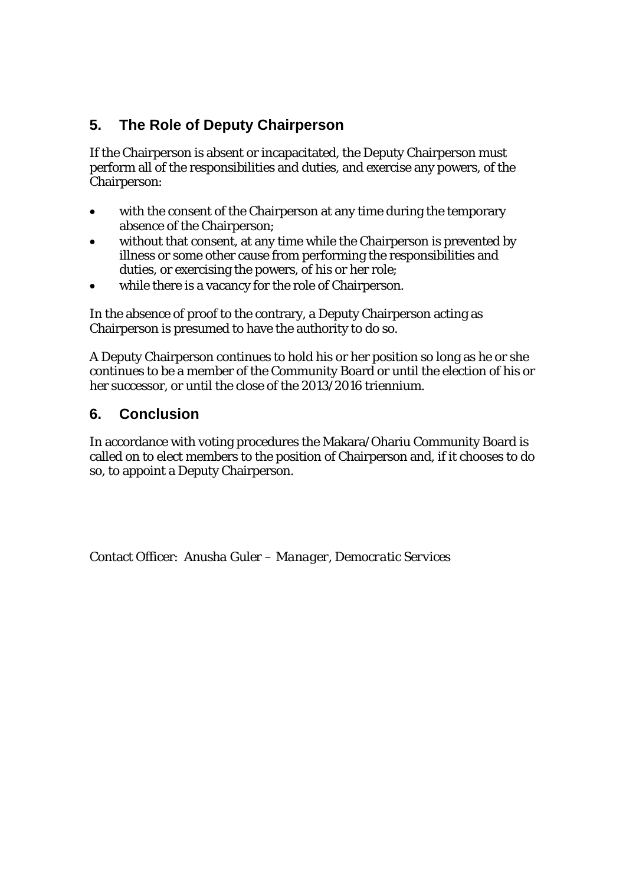## 5. The Role of Deputy Chairperson

If the Chairperson is absent or incapacitated, the Deputy Chairperson must perform all of the responsibilities and duties, and exercise any powers, of the Chairperson:

- with the consent of the Chairperson at any time during the temporary absence of the Chairperson;
- without that consent, at any time while the Chairperson is prevented by illness or some other cause from performing the responsibilities and duties, or exercising the powers, of his or her role;
- while there is a vacancy for the role of Chairperson.

In the absence of proof to the contrary, a Deputy Chairperson acting as Chairperson is presumed to have the authority to do so.

A Deputy Chairperson continues to hold his or her position so long as he or she continues to be a member of the Community Board or until the election of his or her successor, or until the close of the 2013/2016 triennium.

## 6. Conclusion

In accordance with voting procedures the Makara/Ohariu Community Board is called on to elect members to the position of Chairperson and, if it chooses to do so, to appoint a Deputy Chairperson.

Contact Officer: Anusha Guler – *Manager, Democratic Services*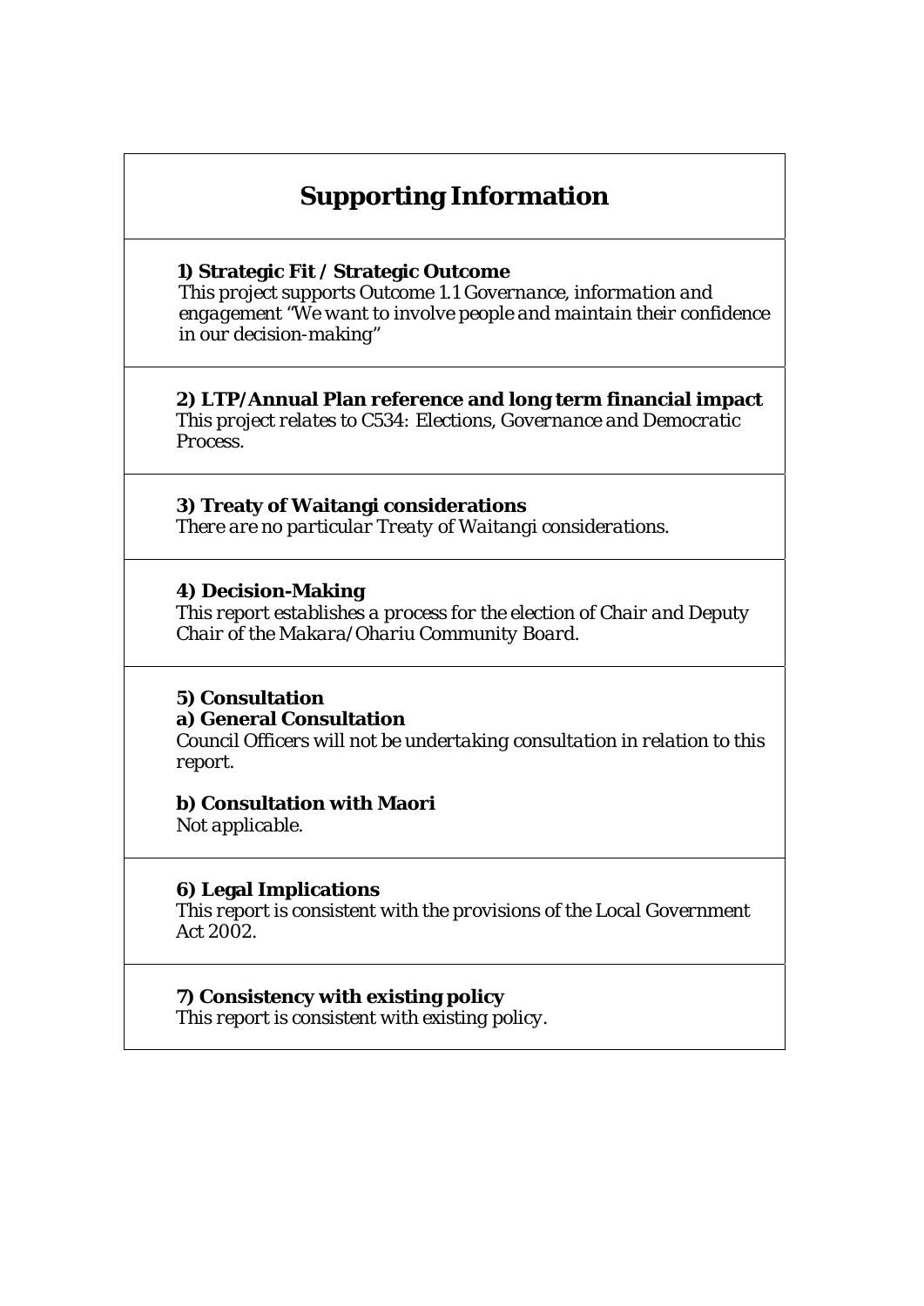## Supporting Information

**1) Strategic Fit / Strategic Outcome**
*This project supports Outcome 1.1 Governance, information and engagement "We want to involve people and maintain their confidence in our decision-making"*

**2) LTP/Annual Plan reference and long term financial impact**
*This project relates to C534: Elections, Governance and Democratic Process.*

**3) Treaty of Waitangi considerations**
*There are no particular Treaty of Waitangi considerations.*

**4) Decision-Making**
*This report establishes a process for the election of Chair and Deputy Chair of the Makara/Ohariu Community Board.*

**5) Consultation**
**a) General Consultation**
*Council Officers will not be undertaking consultation in relation to this report.*

**b) Consultation with Maori**
*Not applicable.*

**6) Legal Implications**
*This report is consistent with the provisions of the Local Government Act 2002.*

**7) Consistency with existing policy**
*This report is consistent with existing policy.*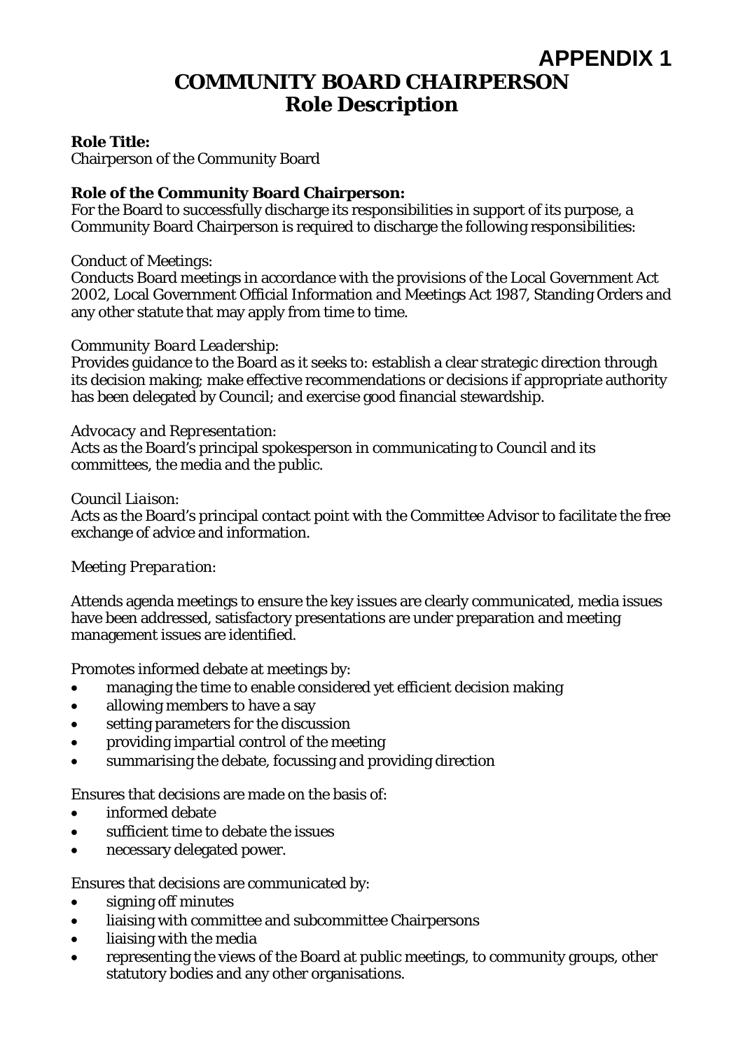**APPENDIX 1**

# COMMUNITY BOARD CHAIRPERSON
## Role Description

**Role Title:**
Chairperson of the Community Board

**Role of the Community Board Chairperson:**
For the Board to successfully discharge its responsibilities in support of its purpose, a Community Board Chairperson is required to discharge the following responsibilities:

Conduct of Meetings:
Conducts Board meetings in accordance with the provisions of the Local Government Act 2002, Local Government Official Information and Meetings Act 1987, Standing Orders and any other statute that may apply from time to time.

*Community Board Leadership:*
Provides guidance to the Board as it seeks to: establish a clear strategic direction through its decision making; make effective recommendations or decisions if appropriate authority has been delegated by Council; and exercise good financial stewardship.

*Advocacy and Representation:*
Acts as the Board's principal spokesperson in communicating to Council and its committees, the media and the public.

*Council Liaison:*
Acts as the Board's principal contact point with the Committee Advisor to facilitate the free exchange of advice and information.

*Meeting Preparation:*

Attends agenda meetings to ensure the key issues are clearly communicated, media issues have been addressed, satisfactory presentations are under preparation and meeting management issues are identified.

Promotes informed debate at meetings by:

- managing the time to enable considered yet efficient decision making
- allowing members to have a say
- setting parameters for the discussion
- providing impartial control of the meeting
- summarising the debate, focussing and providing direction

Ensures that decisions are made on the basis of:

- informed debate
- sufficient time to debate the issues
- necessary delegated power.

Ensures that decisions are communicated by:

- signing off minutes
- liaising with committee and subcommittee Chairpersons
- liaising with the media
- representing the views of the Board at public meetings, to community groups, other statutory bodies and any other organisations.